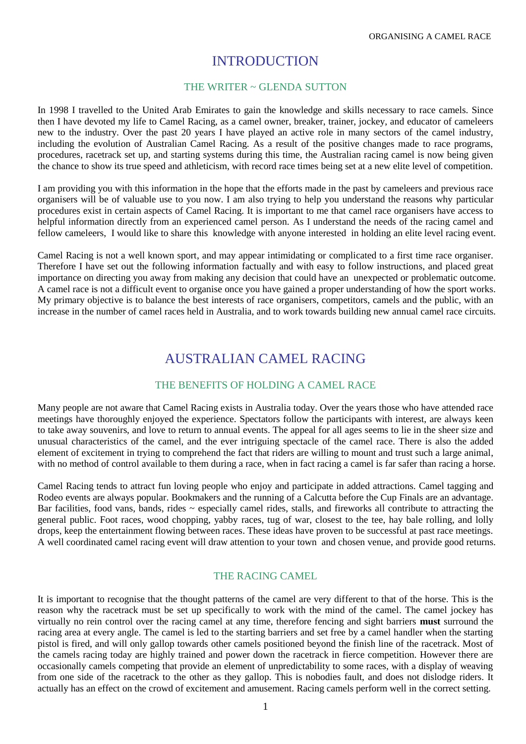# INTRODUCTION

## THE WRITER ~ GLENDA SUTTON

In 1998 I travelled to the United Arab Emirates to gain the knowledge and skills necessary to race camels. Since then I have devoted my life to Camel Racing, as a camel owner, breaker, trainer, jockey, and educator of cameleers new to the industry. Over the past 20 years I have played an active role in many sectors of the camel industry, including the evolution of Australian Camel Racing. As a result of the positive changes made to race programs, procedures, racetrack set up, and starting systems during this time, the Australian racing camel is now being given the chance to show its true speed and athleticism, with record race times being set at a new elite level of competition.

I am providing you with this information in the hope that the efforts made in the past by cameleers and previous race organisers will be of valuable use to you now. I am also trying to help you understand the reasons why particular procedures exist in certain aspects of Camel Racing. It is important to me that camel race organisers have access to helpful information directly from an experienced camel person. As I understand the needs of the racing camel and fellow cameleers, I would like to share this knowledge with anyone interested in holding an elite level racing event.

Camel Racing is not a well known sport, and may appear intimidating or complicated to a first time race organiser. Therefore I have set out the following information factually and with easy to follow instructions, and placed great importance on directing you away from making any decision that could have an unexpected or problematic outcome. A camel race is not a difficult event to organise once you have gained a proper understanding of how the sport works. My primary objective is to balance the best interests of race organisers, competitors, camels and the public, with an increase in the number of camel races held in Australia, and to work towards building new annual camel race circuits.

# AUSTRALIAN CAMEL RACING

## THE BENEFITS OF HOLDING A CAMEL RACE

Many people are not aware that Camel Racing exists in Australia today. Over the years those who have attended race meetings have thoroughly enjoyed the experience. Spectators follow the participants with interest, are always keen to take away souvenirs, and love to return to annual events. The appeal for all ages seems to lie in the sheer size and unusual characteristics of the camel, and the ever intriguing spectacle of the camel race. There is also the added element of excitement in trying to comprehend the fact that riders are willing to mount and trust such a large animal, with no method of control available to them during a race, when in fact racing a camel is far safer than racing a horse.

Camel Racing tends to attract fun loving people who enjoy and participate in added attractions. Camel tagging and Rodeo events are always popular. Bookmakers and the running of a Calcutta before the Cup Finals are an advantage. Bar facilities, food vans, bands, rides ~ especially camel rides, stalls, and fireworks all contribute to attracting the general public. Foot races, wood chopping, yabby races, tug of war, closest to the tee, hay bale rolling, and lolly drops, keep the entertainment flowing between races. These ideas have proven to be successful at past race meetings. A well coordinated camel racing event will draw attention to your town and chosen venue, and provide good returns.

## THE RACING CAMEL

It is important to recognise that the thought patterns of the camel are very different to that of the horse. This is the reason why the racetrack must be set up specifically to work with the mind of the camel. The camel jockey has virtually no rein control over the racing camel at any time, therefore fencing and sight barriers **must** surround the racing area at every angle. The camel is led to the starting barriers and set free by a camel handler when the starting pistol is fired, and will only gallop towards other camels positioned beyond the finish line of the racetrack. Most of the camels racing today are highly trained and power down the racetrack in fierce competition. However there are occasionally camels competing that provide an element of unpredictability to some races, with a display of weaving from one side of the racetrack to the other as they gallop. This is nobodies fault, and does not dislodge riders. It actually has an effect on the crowd of excitement and amusement. Racing camels perform well in the correct setting.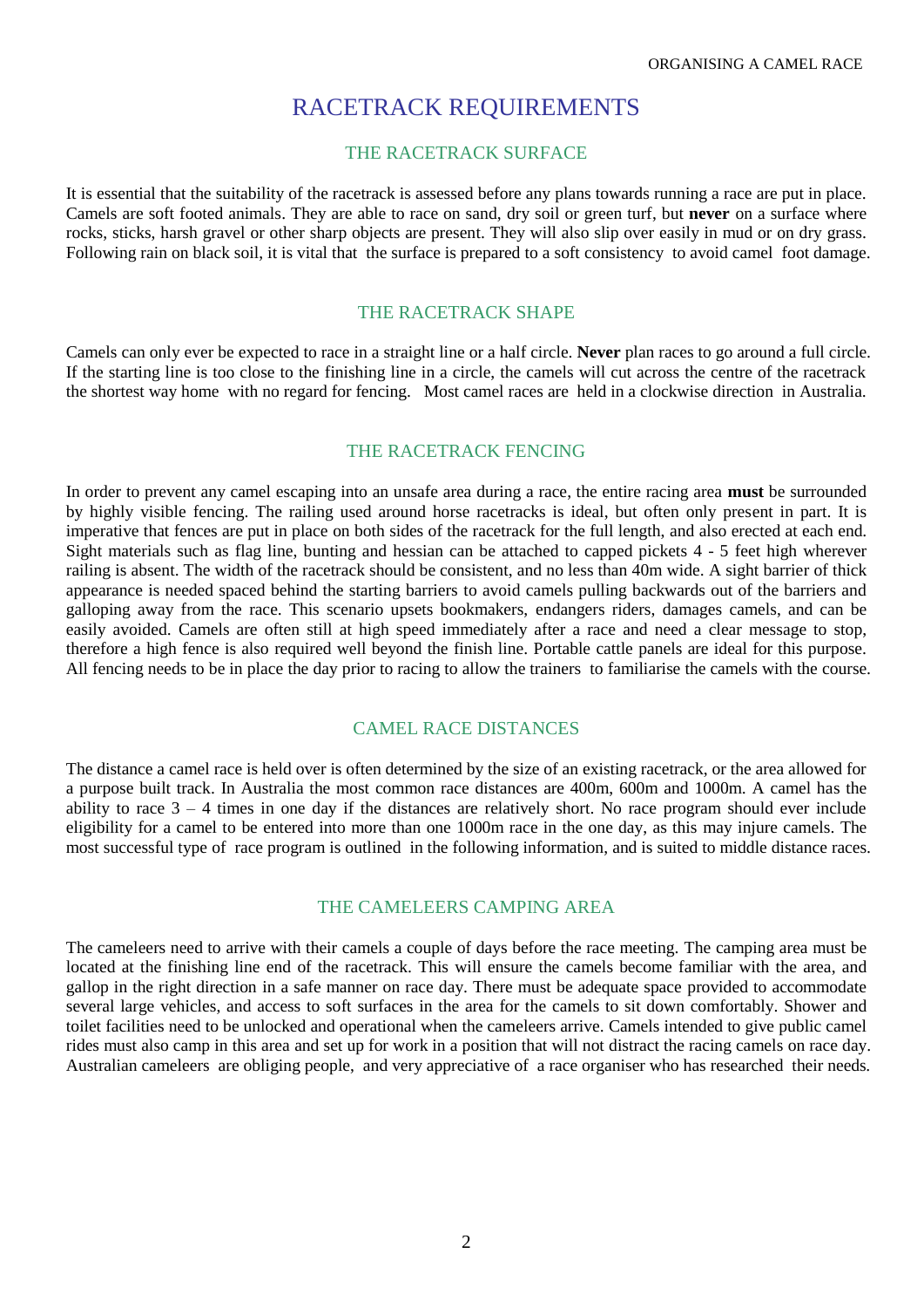# RACETRACK REQUIREMENTS

## THE RACETRACK SURFACE

It is essential that the suitability of the racetrack is assessed before any plans towards running a race are put in place. Camels are soft footed animals. They are able to race on sand, dry soil or green turf, but **never** on a surface where rocks, sticks, harsh gravel or other sharp objects are present. They will also slip over easily in mud or on dry grass. Following rain on black soil, it is vital that the surface is prepared to a soft consistency to avoid camel foot damage.

## THE RACETRACK SHAPE

Camels can only ever be expected to race in a straight line or a half circle. **Never** plan races to go around a full circle. If the starting line is too close to the finishing line in a circle, the camels will cut across the centre of the racetrack the shortest way home with no regard for fencing. Most camel races are held in a clockwise direction in Australia.

## THE RACETRACK FENCING

In order to prevent any camel escaping into an unsafe area during a race, the entire racing area **must** be surrounded by highly visible fencing. The railing used around horse racetracks is ideal, but often only present in part. It is imperative that fences are put in place on both sides of the racetrack for the full length, and also erected at each end. Sight materials such as flag line, bunting and hessian can be attached to capped pickets 4 - 5 feet high wherever railing is absent. The width of the racetrack should be consistent, and no less than 40m wide. A sight barrier of thick appearance is needed spaced behind the starting barriers to avoid camels pulling backwards out of the barriers and galloping away from the race. This scenario upsets bookmakers, endangers riders, damages camels, and can be easily avoided. Camels are often still at high speed immediately after a race and need a clear message to stop, therefore a high fence is also required well beyond the finish line. Portable cattle panels are ideal for this purpose. All fencing needs to be in place the day prior to racing to allow the trainers to familiarise the camels with the course.

## CAMEL RACE DISTANCES

The distance a camel race is held over is often determined by the size of an existing racetrack, or the area allowed for a purpose built track. In Australia the most common race distances are 400m, 600m and 1000m. A camel has the ability to race 3 – 4 times in one day if the distances are relatively short. No race program should ever include eligibility for a camel to be entered into more than one 1000m race in the one day, as this may injure camels. The most successful type of race program is outlined in the following information, and is suited to middle distance races.

## THE CAMELEERS CAMPING AREA

The cameleers need to arrive with their camels a couple of days before the race meeting. The camping area must be located at the finishing line end of the racetrack. This will ensure the camels become familiar with the area, and gallop in the right direction in a safe manner on race day. There must be adequate space provided to accommodate several large vehicles, and access to soft surfaces in the area for the camels to sit down comfortably. Shower and toilet facilities need to be unlocked and operational when the cameleers arrive. Camels intended to give public camel rides must also camp in this area and set up for work in a position that will not distract the racing camels on race day. Australian cameleers are obliging people, and very appreciative of a race organiser who has researched their needs.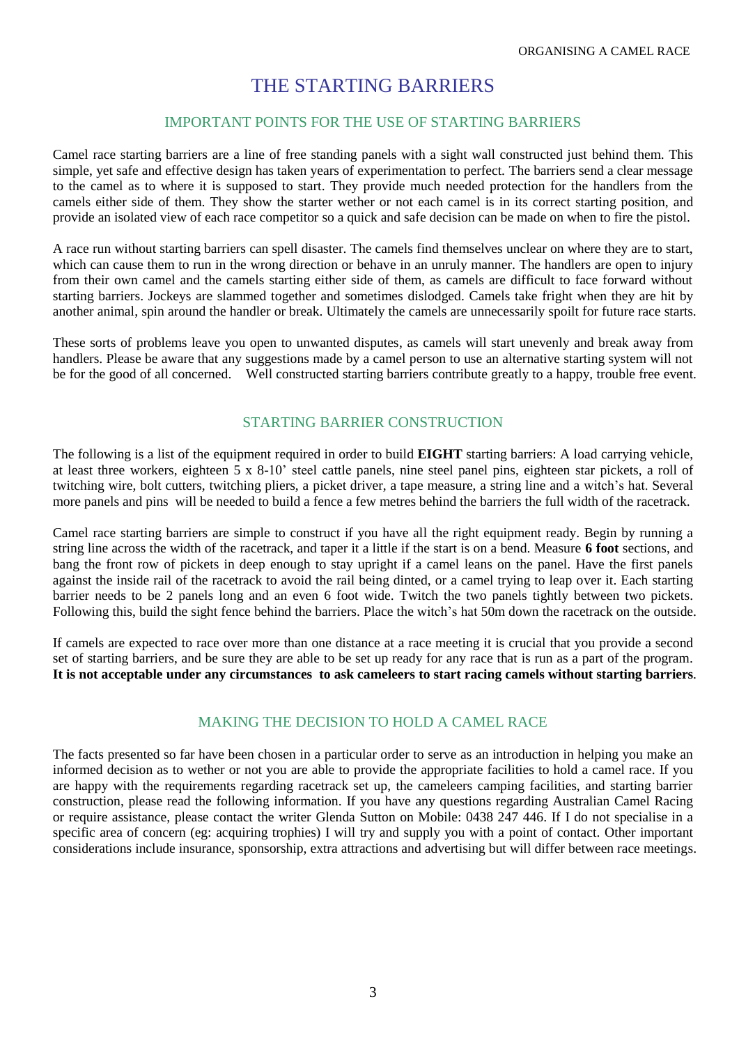# THE STARTING BARRIERS

## IMPORTANT POINTS FOR THE USE OF STARTING BARRIERS

Camel race starting barriers are a line of free standing panels with a sight wall constructed just behind them. This simple, yet safe and effective design has taken years of experimentation to perfect. The barriers send a clear message to the camel as to where it is supposed to start. They provide much needed protection for the handlers from the camels either side of them. They show the starter wether or not each camel is in its correct starting position, and provide an isolated view of each race competitor so a quick and safe decision can be made on when to fire the pistol.

A race run without starting barriers can spell disaster. The camels find themselves unclear on where they are to start, which can cause them to run in the wrong direction or behave in an unruly manner. The handlers are open to injury from their own camel and the camels starting either side of them, as camels are difficult to face forward without starting barriers. Jockeys are slammed together and sometimes dislodged. Camels take fright when they are hit by another animal, spin around the handler or break. Ultimately the camels are unnecessarily spoilt for future race starts.

These sorts of problems leave you open to unwanted disputes, as camels will start unevenly and break away from handlers. Please be aware that any suggestions made by a camel person to use an alternative starting system will not be for the good of all concerned. Well constructed starting barriers contribute greatly to a happy, trouble free event.

## STARTING BARRIER CONSTRUCTION

The following is a list of the equipment required in order to build **EIGHT** starting barriers: A load carrying vehicle, at least three workers, eighteen 5 x 8-10' steel cattle panels, nine steel panel pins, eighteen star pickets, a roll of twitching wire, bolt cutters, twitching pliers, a picket driver, a tape measure, a string line and a witch's hat. Several more panels and pins will be needed to build a fence a few metres behind the barriers the full width of the racetrack.

Camel race starting barriers are simple to construct if you have all the right equipment ready. Begin by running a string line across the width of the racetrack, and taper it a little if the start is on a bend. Measure **6 foot** sections, and bang the front row of pickets in deep enough to stay upright if a camel leans on the panel. Have the first panels against the inside rail of the racetrack to avoid the rail being dinted, or a camel trying to leap over it. Each starting barrier needs to be 2 panels long and an even 6 foot wide. Twitch the two panels tightly between two pickets. Following this, build the sight fence behind the barriers. Place the witch's hat 50m down the racetrack on the outside.

If camels are expected to race over more than one distance at a race meeting it is crucial that you provide a second set of starting barriers, and be sure they are able to be set up ready for any race that is run as a part of the program. **It is not acceptable under any circumstances to ask cameleers to start racing camels without starting barriers**.

## MAKING THE DECISION TO HOLD A CAMEL RACE

The facts presented so far have been chosen in a particular order to serve as an introduction in helping you make an informed decision as to wether or not you are able to provide the appropriate facilities to hold a camel race. If you are happy with the requirements regarding racetrack set up, the cameleers camping facilities, and starting barrier construction, please read the following information. If you have any questions regarding Australian Camel Racing or require assistance, please contact the writer Glenda Sutton on Mobile: 0438 247 446. If I do not specialise in a specific area of concern (eg: acquiring trophies) I will try and supply you with a point of contact. Other important considerations include insurance, sponsorship, extra attractions and advertising but will differ between race meetings.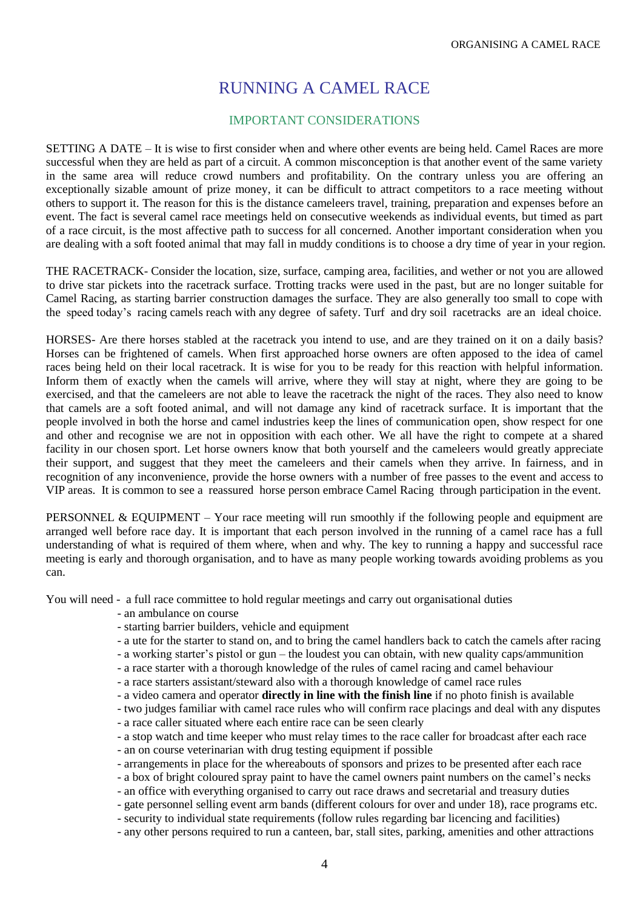// RUNNING A CAMEL RACE

## IMPORTANT CONSIDERATIONS

SETTING A DATE – It is wise to first consider when and where other events are being held. Camel Races are more successful when they are held as part of a circuit. A common misconception is that another event of the same variety in the same area will reduce crowd numbers and profitability. On the contrary unless you are offering an exceptionally sizable amount of prize money, it can be difficult to attract competitors to a race meeting without others to support it. The reason for this is the distance cameleers travel, training, preparation and expenses before an event. The fact is several camel race meetings held on consecutive weekends as individual events, but timed as part of a race circuit, is the most affective path to success for all concerned. Another important consideration when you are dealing with a soft footed animal that may fall in muddy conditions is to choose a dry time of year in your region.

THE RACETRACK- Consider the location, size, surface, camping area, facilities, and wether or not you are allowed to drive star pickets into the racetrack surface. Trotting tracks were used in the past, but are no longer suitable for Camel Racing, as starting barrier construction damages the surface. They are also generally too small to cope with the speed today's racing camels reach with any degree of safety. Turf and dry soil racetracks are an ideal choice.

HORSES- Are there horses stabled at the racetrack you intend to use, and are they trained on it on a daily basis? Horses can be frightened of camels. When first approached horse owners are often apposed to the idea of camel races being held on their local racetrack. It is wise for you to be ready for this reaction with helpful information. Inform them of exactly when the camels will arrive, where they will stay at night, where they are going to be exercised, and that the cameleers are not able to leave the racetrack the night of the races. They also need to know that camels are a soft footed animal, and will not damage any kind of racetrack surface. It is important that the people involved in both the horse and camel industries keep the lines of communication open, show respect for one and other and recognise we are not in opposition with each other. We all have the right to compete at a shared facility in our chosen sport. Let horse owners know that both yourself and the cameleers would greatly appreciate their support, and suggest that they meet the cameleers and their camels when they arrive. In fairness, and in recognition of any inconvenience, provide the horse owners with a number of free passes to the event and access to VIP areas. It is common to see a reassured horse person embrace Camel Racing through participation in the event.

PERSONNEL & EQUIPMENT – Your race meeting will run smoothly if the following people and equipment are arranged well before race day. It is important that each person involved in the running of a camel race has a full understanding of what is required of them where, when and why. The key to running a happy and successful race meeting is early and thorough organisation, and to have as many people working towards avoiding problems as you can.

You will need - a full race committee to hold regular meetings and carry out organisational duties

- an ambulance on course
- starting barrier builders, vehicle and equipment
- a ute for the starter to stand on, and to bring the camel handlers back to catch the camels after racing
- a working starter's pistol or gun – the loudest you can obtain, with new quality caps/ammunition
- a race starter with a thorough knowledge of the rules of camel racing and camel behaviour
- a race starters assistant/steward also with a thorough knowledge of camel race rules
- a video camera and operator **directly in line with the finish line** if no photo finish is available
- two judges familiar with camel race rules who will confirm race placings and deal with any disputes
- a race caller situated where each entire race can be seen clearly
- a stop watch and time keeper who must relay times to the race caller for broadcast after each race
- an on course veterinarian with drug testing equipment if possible
- arrangements in place for the whereabouts of sponsors and prizes to be presented after each race
- a box of bright coloured spray paint to have the camel owners paint numbers on the camel's necks
- an office with everything organised to carry out race draws and secretarial and treasury duties
- gate personnel selling event arm bands (different colours for over and under 18), race programs etc.
- security to individual state requirements (follow rules regarding bar licencing and facilities)
- any other persons required to run a canteen, bar, stall sites, parking, amenities and other attractions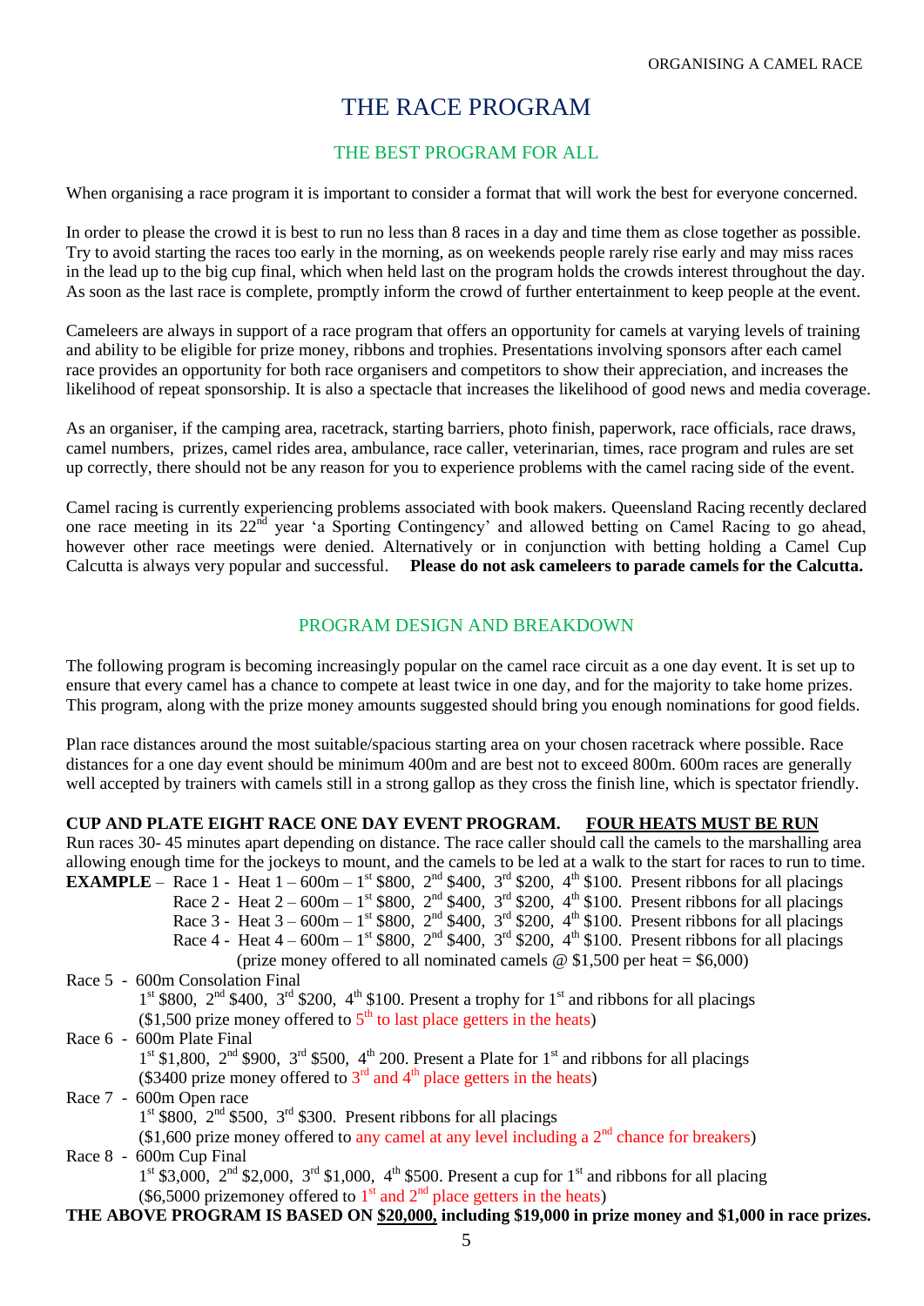# THE RACE PROGRAM

## THE BEST PROGRAM FOR ALL

When organising a race program it is important to consider a format that will work the best for everyone concerned.

In order to please the crowd it is best to run no less than 8 races in a day and time them as close together as possible. Try to avoid starting the races too early in the morning, as on weekends people rarely rise early and may miss races in the lead up to the big cup final, which when held last on the program holds the crowds interest throughout the day. As soon as the last race is complete, promptly inform the crowd of further entertainment to keep people at the event.

Cameleers are always in support of a race program that offers an opportunity for camels at varying levels of training and ability to be eligible for prize money, ribbons and trophies. Presentations involving sponsors after each camel race provides an opportunity for both race organisers and competitors to show their appreciation, and increases the likelihood of repeat sponsorship. It is also a spectacle that increases the likelihood of good news and media coverage.

As an organiser, if the camping area, racetrack, starting barriers, photo finish, paperwork, race officials, race draws, camel numbers, prizes, camel rides area, ambulance, race caller, veterinarian, times, race program and rules are set up correctly, there should not be any reason for you to experience problems with the camel racing side of the event.

Camel racing is currently experiencing problems associated with book makers. Queensland Racing recently declared one race meeting in its 22nd year 'a Sporting Contingency' and allowed betting on Camel Racing to go ahead, however other race meetings were denied. Alternatively or in conjunction with betting holding a Camel Cup Calcutta is always very popular and successful. **Please do not ask cameleers to parade camels for the Calcutta.**

## PROGRAM DESIGN AND BREAKDOWN

The following program is becoming increasingly popular on the camel race circuit as a one day event. It is set up to ensure that every camel has a chance to compete at least twice in one day, and for the majority to take home prizes. This program, along with the prize money amounts suggested should bring you enough nominations for good fields.

Plan race distances around the most suitable/spacious starting area on your chosen racetrack where possible. Race distances for a one day event should be minimum 400m and are best not to exceed 800m. 600m races are generally well accepted by trainers with camels still in a strong gallop as they cross the finish line, which is spectator friendly.

**CUP AND PLATE EIGHT RACE ONE DAY EVENT PROGRAM.** **FOUR HEATS MUST BE RUN**

Run races 30- 45 minutes apart depending on distance. The race caller should call the camels to the marshalling area allowing enough time for the jockeys to mount, and the camels to be led at a walk to the start for races to run to time.

**EXAMPLE** – Race 1 - Heat 1 – 600m – 1st $800, 2nd $400, 3rd $200, 4th $100. Present ribbons for all placings
Race 2 - Heat 2 – 600m – 1st $800, 2nd $400, 3rd $200, 4th $100. Present ribbons for all placings
Race 3 - Heat 3 – 600m – 1st $800, 2nd $400, 3rd $200, 4th $100. Present ribbons for all placings
Race 4 - Heat 4 – 600m – 1st $800, 2nd $400, 3rd $200, 4th $100. Present ribbons for all placings
(prize money offered to all nominated camels @ $1,500 per heat = $6,000)

Race 5 - 600m Consolation Final
1st $800, 2nd $400, 3rd $200, 4th $100. Present a trophy for 1st and ribbons for all placings
($1,500 prize money offered to 5th to last place getters in the heats)

Race 6 - 600m Plate Final
1st $1,800, 2nd $900, 3rd $500, 4th 200. Present a Plate for 1st and ribbons for all placings
($3400 prize money offered to 3rd and 4th place getters in the heats)

Race 7 - 600m Open race
1st $800, 2nd $500, 3rd $300. Present ribbons for all placings
($1,600 prize money offered to any camel at any level including a 2nd chance for breakers)

Race 8 - 600m Cup Final
1st $3,000, 2nd $2,000, 3rd $1,000, 4th $500. Present a cup for 1st and ribbons for all placing
($6,5000 prizemoney offered to 1st and 2nd place getters in the heats)

**THE ABOVE PROGRAM IS BASED ON <u>$20,000,</u> including $19,000 in prize money and $1,000 in race prizes.**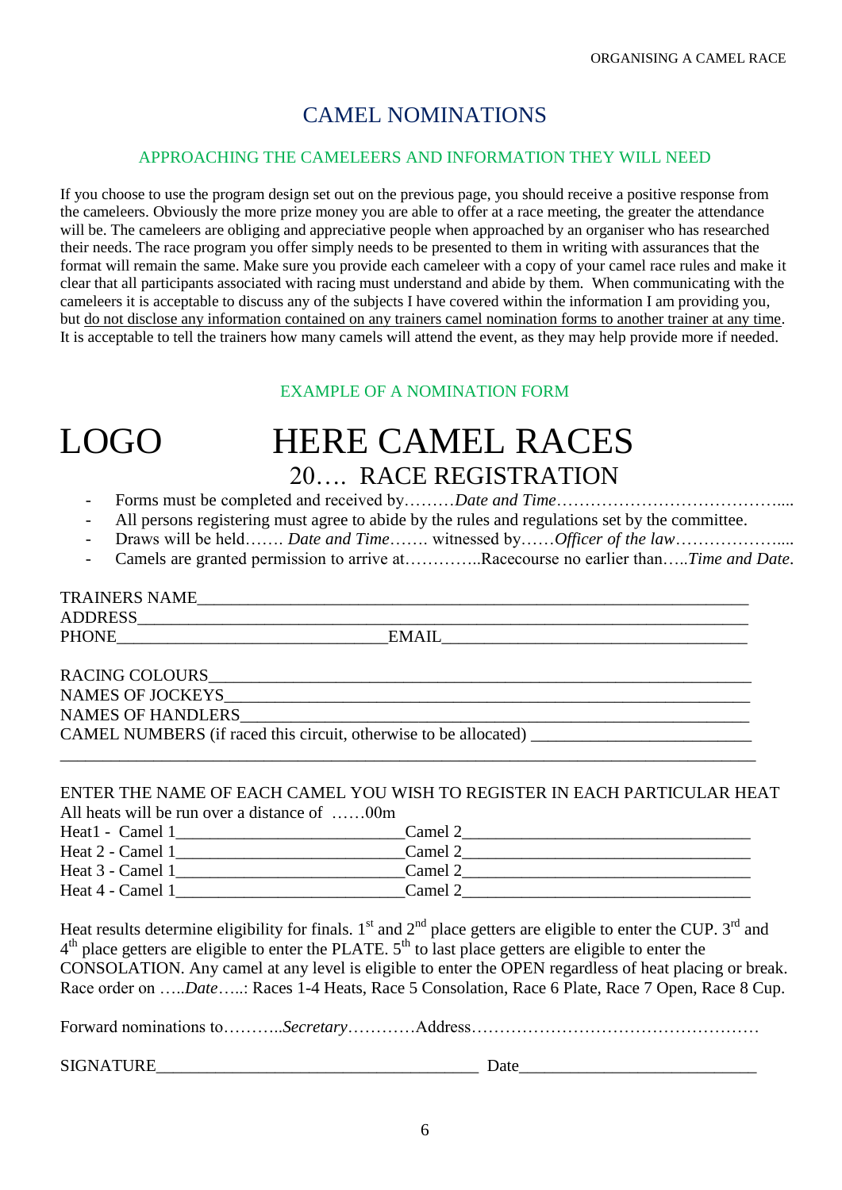# CAMEL NOMINATIONS

## APPROACHING THE CAMELEERS AND INFORMATION THEY WILL NEED

If you choose to use the program design set out on the previous page, you should receive a positive response from the cameleers. Obviously the more prize money you are able to offer at a race meeting, the greater the attendance will be. The cameleers are obliging and appreciative people when approached by an organiser who has researched their needs. The race program you offer simply needs to be presented to them in writing with assurances that the format will remain the same. Make sure you provide each cameleer with a copy of your camel race rules and make it clear that all participants associated with racing must understand and abide by them. When communicating with the cameleers it is acceptable to discuss any of the subjects I have covered within the information I am providing you, but <u>do not disclose any information contained on any trainers camel nomination forms to another trainer at any time</u>. It is acceptable to tell the trainers how many camels will attend the event, as they may help provide more if needed.

## EXAMPLE OF A NOMINATION FORM

LOGO **HERE CAMEL RACES**

**20…. RACE REGISTRATION**

- Forms must be completed and received by………*Date and Time*…………………………………....
- All persons registering must agree to abide by the rules and regulations set by the committee.
- Draws will be held……. *Date and Time*……. witnessed by……*Officer of the law*………………....
- Camels are granted permission to arrive at…………..Racecourse no earlier than…..*Time and Date*.

TRAINERS NAME___________________________________________________________________

ADDRESS_________________________________________________________________________

PHONE______________________________EMAIL___________________________________

RACING COLOURS_________________________________________________________________

NAMES OF JOCKEYS_______________________________________________________________

NAMES OF HANDLERS______________________________________________________________

CAMEL NUMBERS (if raced this circuit, otherwise to be allocated) ________________________

_________________________________________________________________________________

ENTER THE NAME OF EACH CAMEL YOU WISH TO REGISTER IN EACH PARTICULAR HEAT

All heats will be run over a distance of ……00m

Heat1 - Camel 1__________________________Camel 2________________________________

Heat 2 - Camel 1__________________________Camel 2________________________________

Heat 3 - Camel 1__________________________Camel 2________________________________

Heat 4 - Camel 1__________________________Camel 2________________________________

Heat results determine eligibility for finals. 1st and 2nd place getters are eligible to enter the CUP. 3rd and 4th place getters are eligible to enter the PLATE. 5th to last place getters are eligible to enter the CONSOLATION. Any camel at any level is eligible to enter the OPEN regardless of heat placing or break. Race order on …..*Date*…..: Races 1-4 Heats, Race 5 Consolation, Race 6 Plate, Race 7 Open, Race 8 Cup.

Forward nominations to………..*Secretary*…………Address……………………………………………

SIGNATURE_____________________________________ Date__________________________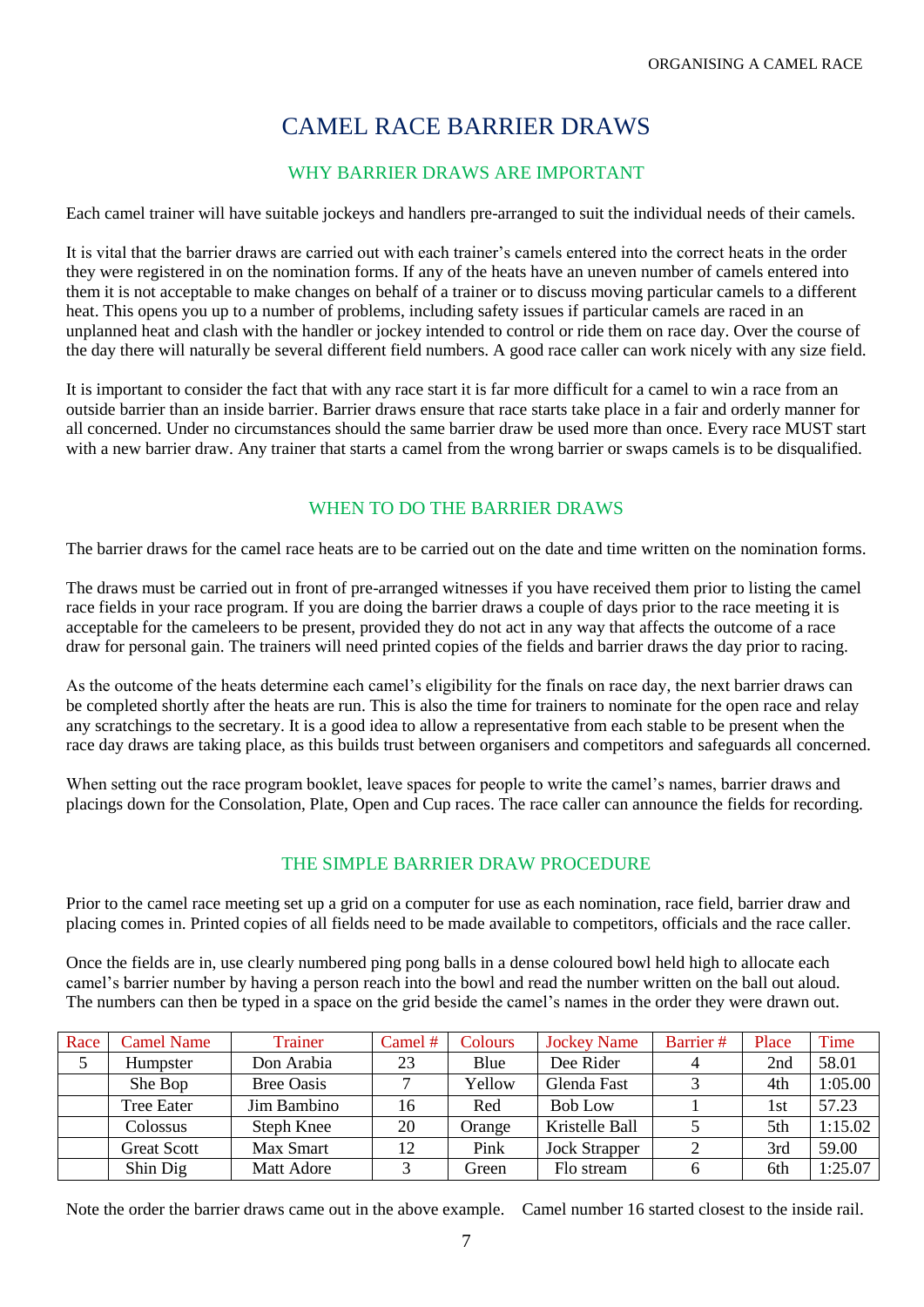# CAMEL RACE BARRIER DRAWS

## WHY BARRIER DRAWS ARE IMPORTANT

Each camel trainer will have suitable jockeys and handlers pre-arranged to suit the individual needs of their camels.

It is vital that the barrier draws are carried out with each trainer's camels entered into the correct heats in the order they were registered in on the nomination forms. If any of the heats have an uneven number of camels entered into them it is not acceptable to make changes on behalf of a trainer or to discuss moving particular camels to a different heat. This opens you up to a number of problems, including safety issues if particular camels are raced in an unplanned heat and clash with the handler or jockey intended to control or ride them on race day. Over the course of the day there will naturally be several different field numbers. A good race caller can work nicely with any size field.

It is important to consider the fact that with any race start it is far more difficult for a camel to win a race from an outside barrier than an inside barrier. Barrier draws ensure that race starts take place in a fair and orderly manner for all concerned. Under no circumstances should the same barrier draw be used more than once. Every race MUST start with a new barrier draw. Any trainer that starts a camel from the wrong barrier or swaps camels is to be disqualified.

## WHEN TO DO THE BARRIER DRAWS

The barrier draws for the camel race heats are to be carried out on the date and time written on the nomination forms.

The draws must be carried out in front of pre-arranged witnesses if you have received them prior to listing the camel race fields in your race program. If you are doing the barrier draws a couple of days prior to the race meeting it is acceptable for the cameleers to be present, provided they do not act in any way that affects the outcome of a race draw for personal gain. The trainers will need printed copies of the fields and barrier draws the day prior to racing.

As the outcome of the heats determine each camel's eligibility for the finals on race day, the next barrier draws can be completed shortly after the heats are run. This is also the time for trainers to nominate for the open race and relay any scratchings to the secretary. It is a good idea to allow a representative from each stable to be present when the race day draws are taking place, as this builds trust between organisers and competitors and safeguards all concerned.

When setting out the race program booklet, leave spaces for people to write the camel's names, barrier draws and placings down for the Consolation, Plate, Open and Cup races. The race caller can announce the fields for recording.

## THE SIMPLE BARRIER DRAW PROCEDURE

Prior to the camel race meeting set up a grid on a computer for use as each nomination, race field, barrier draw and placing comes in. Printed copies of all fields need to be made available to competitors, officials and the race caller.

Once the fields are in, use clearly numbered ping pong balls in a dense coloured bowl held high to allocate each camel's barrier number by having a person reach into the bowl and read the number written on the ball out aloud. The numbers can then be typed in a space on the grid beside the camel's names in the order they were drawn out.

| Race | Camel Name | Trainer | Camel # | Colours | Jockey Name | Barrier # | Place | Time |
|---|---|---|---|---|---|---|---|---|
| 5 | Humpster | Don Arabia | 23 | Blue | Dee Rider | 4 | 2nd | 58.01 |
| | She Bop | Bree Oasis | 7 | Yellow | Glenda Fast | 3 | 4th | 1:05.00 |
| | Tree Eater | Jim Bambino | 16 | Red | Bob Low | 1 | 1st | 57.23 |
| | Colossus | Steph Knee | 20 | Orange | Kristelle Ball | 5 | 5th | 1:15.02 |
| | Great Scott | Max Smart | 12 | Pink | Jock Strapper | 2 | 3rd | 59.00 |
| | Shin Dig | Matt Adore | 3 | Green | Flo stream | 6 | 6th | 1:25.07 |

Note the order the barrier draws came out in the above example. Camel number 16 started closest to the inside rail.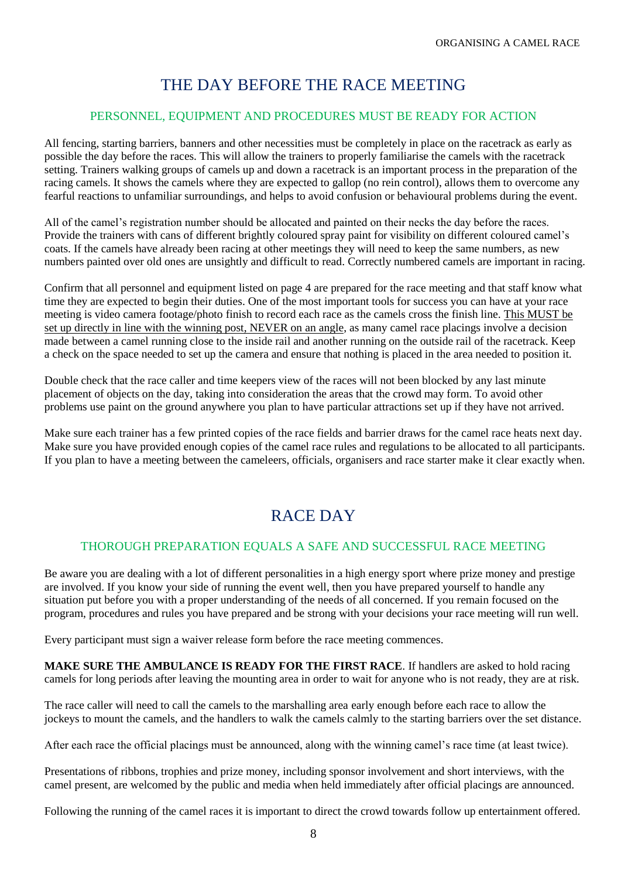# THE DAY BEFORE THE RACE MEETING

## PERSONNEL, EQUIPMENT AND PROCEDURES MUST BE READY FOR ACTION

All fencing, starting barriers, banners and other necessities must be completely in place on the racetrack as early as possible the day before the races. This will allow the trainers to properly familiarise the camels with the racetrack setting. Trainers walking groups of camels up and down a racetrack is an important process in the preparation of the racing camels. It shows the camels where they are expected to gallop (no rein control), allows them to overcome any fearful reactions to unfamiliar surroundings, and helps to avoid confusion or behavioural problems during the event.

All of the camel's registration number should be allocated and painted on their necks the day before the races. Provide the trainers with cans of different brightly coloured spray paint for visibility on different coloured camel's coats. If the camels have already been racing at other meetings they will need to keep the same numbers, as new numbers painted over old ones are unsightly and difficult to read. Correctly numbered camels are important in racing.

Confirm that all personnel and equipment listed on page 4 are prepared for the race meeting and that staff know what time they are expected to begin their duties. One of the most important tools for success you can have at your race meeting is video camera footage/photo finish to record each race as the camels cross the finish line. <u>This MUST be set up directly in line with the winning post, NEVER on an angle</u>, as many camel race placings involve a decision made between a camel running close to the inside rail and another running on the outside rail of the racetrack. Keep a check on the space needed to set up the camera and ensure that nothing is placed in the area needed to position it.

Double check that the race caller and time keepers view of the races will not been blocked by any last minute placement of objects on the day, taking into consideration the areas that the crowd may form. To avoid other problems use paint on the ground anywhere you plan to have particular attractions set up if they have not arrived.

Make sure each trainer has a few printed copies of the race fields and barrier draws for the camel race heats next day. Make sure you have provided enough copies of the camel race rules and regulations to be allocated to all participants. If you plan to have a meeting between the cameleers, officials, organisers and race starter make it clear exactly when.

# RACE DAY

## THOROUGH PREPARATION EQUALS A SAFE AND SUCCESSFUL RACE MEETING

Be aware you are dealing with a lot of different personalities in a high energy sport where prize money and prestige are involved. If you know your side of running the event well, then you have prepared yourself to handle any situation put before you with a proper understanding of the needs of all concerned. If you remain focused on the program, procedures and rules you have prepared and be strong with your decisions your race meeting will run well.

Every participant must sign a waiver release form before the race meeting commences.

**MAKE SURE THE AMBULANCE IS READY FOR THE FIRST RACE**. If handlers are asked to hold racing camels for long periods after leaving the mounting area in order to wait for anyone who is not ready, they are at risk.

The race caller will need to call the camels to the marshalling area early enough before each race to allow the jockeys to mount the camels, and the handlers to walk the camels calmly to the starting barriers over the set distance.

After each race the official placings must be announced, along with the winning camel's race time (at least twice).

Presentations of ribbons, trophies and prize money, including sponsor involvement and short interviews, with the camel present, are welcomed by the public and media when held immediately after official placings are announced.

Following the running of the camel races it is important to direct the crowd towards follow up entertainment offered.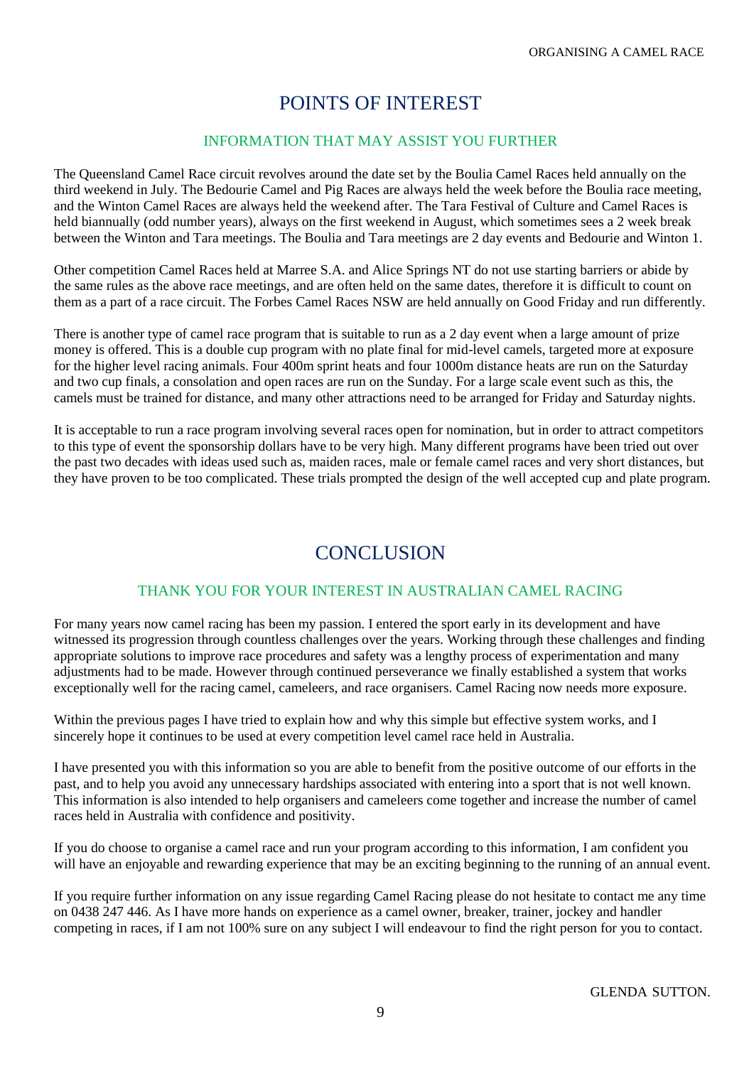# POINTS OF INTEREST

## INFORMATION THAT MAY ASSIST YOU FURTHER

The Queensland Camel Race circuit revolves around the date set by the Boulia Camel Races held annually on the third weekend in July. The Bedourie Camel and Pig Races are always held the week before the Boulia race meeting, and the Winton Camel Races are always held the weekend after. The Tara Festival of Culture and Camel Races is held biannually (odd number years), always on the first weekend in August, which sometimes sees a 2 week break between the Winton and Tara meetings. The Boulia and Tara meetings are 2 day events and Bedourie and Winton 1.

Other competition Camel Races held at Marree S.A. and Alice Springs NT do not use starting barriers or abide by the same rules as the above race meetings, and are often held on the same dates, therefore it is difficult to count on them as a part of a race circuit. The Forbes Camel Races NSW are held annually on Good Friday and run differently.

There is another type of camel race program that is suitable to run as a 2 day event when a large amount of prize money is offered. This is a double cup program with no plate final for mid-level camels, targeted more at exposure for the higher level racing animals. Four 400m sprint heats and four 1000m distance heats are run on the Saturday and two cup finals, a consolation and open races are run on the Sunday. For a large scale event such as this, the camels must be trained for distance, and many other attractions need to be arranged for Friday and Saturday nights.

It is acceptable to run a race program involving several races open for nomination, but in order to attract competitors to this type of event the sponsorship dollars have to be very high. Many different programs have been tried out over the past two decades with ideas used such as, maiden races, male or female camel races and very short distances, but they have proven to be too complicated. These trials prompted the design of the well accepted cup and plate program.

# CONCLUSION

## THANK YOU FOR YOUR INTEREST IN AUSTRALIAN CAMEL RACING

For many years now camel racing has been my passion. I entered the sport early in its development and have witnessed its progression through countless challenges over the years. Working through these challenges and finding appropriate solutions to improve race procedures and safety was a lengthy process of experimentation and many adjustments had to be made. However through continued perseverance we finally established a system that works exceptionally well for the racing camel, cameleers, and race organisers. Camel Racing now needs more exposure.

Within the previous pages I have tried to explain how and why this simple but effective system works, and I sincerely hope it continues to be used at every competition level camel race held in Australia.

I have presented you with this information so you are able to benefit from the positive outcome of our efforts in the past, and to help you avoid any unnecessary hardships associated with entering into a sport that is not well known. This information is also intended to help organisers and cameleers come together and increase the number of camel races held in Australia with confidence and positivity.

If you do choose to organise a camel race and run your program according to this information, I am confident you will have an enjoyable and rewarding experience that may be an exciting beginning to the running of an annual event.

If you require further information on any issue regarding Camel Racing please do not hesitate to contact me any time on 0438 247 446. As I have more hands on experience as a camel owner, breaker, trainer, jockey and handler competing in races, if I am not 100% sure on any subject I will endeavour to find the right person for you to contact.

GLENDA SUTTON.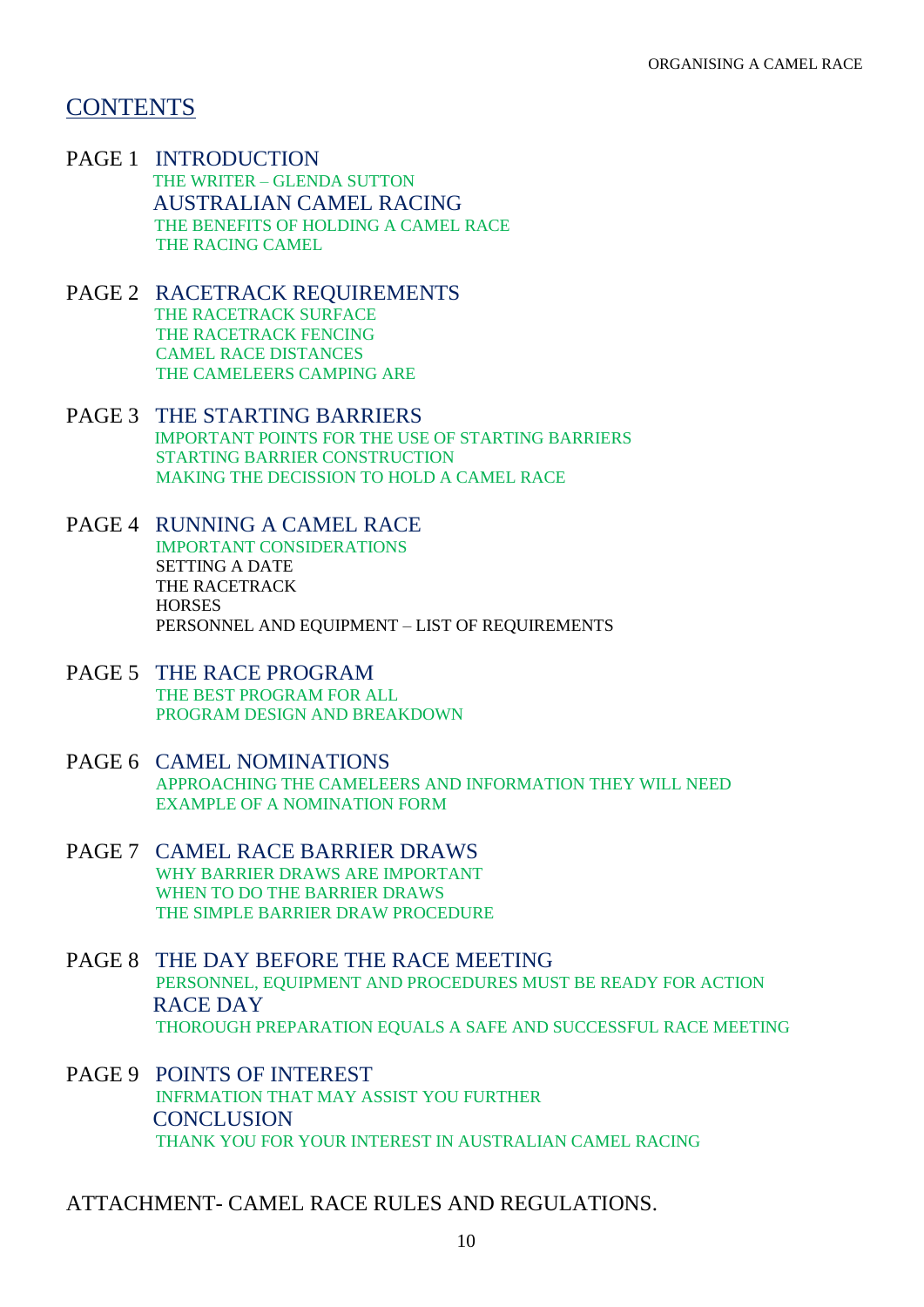# CONTENTS

PAGE 1 INTRODUCTION
- THE WRITER – GLENDA SUTTON
- AUSTRALIAN CAMEL RACING
- THE BENEFITS OF HOLDING A CAMEL RACE
- THE RACING CAMEL

PAGE 2 RACETRACK REQUIREMENTS
- THE RACETRACK SURFACE
- THE RACETRACK FENCING
- CAMEL RACE DISTANCES
- THE CAMELEERS CAMPING ARE

PAGE 3 THE STARTING BARRIERS
- IMPORTANT POINTS FOR THE USE OF STARTING BARRIERS
- STARTING BARRIER CONSTRUCTION
- MAKING THE DECISSION TO HOLD A CAMEL RACE

PAGE 4 RUNNING A CAMEL RACE
- IMPORTANT CONSIDERATIONS
- SETTING A DATE
- THE RACETRACK
- HORSES
- PERSONNEL AND EQUIPMENT – LIST OF REQUIREMENTS

PAGE 5 THE RACE PROGRAM
- THE BEST PROGRAM FOR ALL
- PROGRAM DESIGN AND BREAKDOWN

PAGE 6 CAMEL NOMINATIONS
- APPROACHING THE CAMELEERS AND INFORMATION THEY WILL NEED
- EXAMPLE OF A NOMINATION FORM

PAGE 7 CAMEL RACE BARRIER DRAWS
- WHY BARRIER DRAWS ARE IMPORTANT
- WHEN TO DO THE BARRIER DRAWS
- THE SIMPLE BARRIER DRAW PROCEDURE

PAGE 8 THE DAY BEFORE THE RACE MEETING
- PERSONNEL, EQUIPMENT AND PROCEDURES MUST BE READY FOR ACTION
- RACE DAY
- THOROUGH PREPARATION EQUALS A SAFE AND SUCCESSFUL RACE MEETING

PAGE 9 POINTS OF INTEREST
- INFRMATION THAT MAY ASSIST YOU FURTHER
- CONCLUSION
- THANK YOU FOR YOUR INTEREST IN AUSTRALIAN CAMEL RACING

ATTACHMENT- CAMEL RACE RULES AND REGULATIONS.